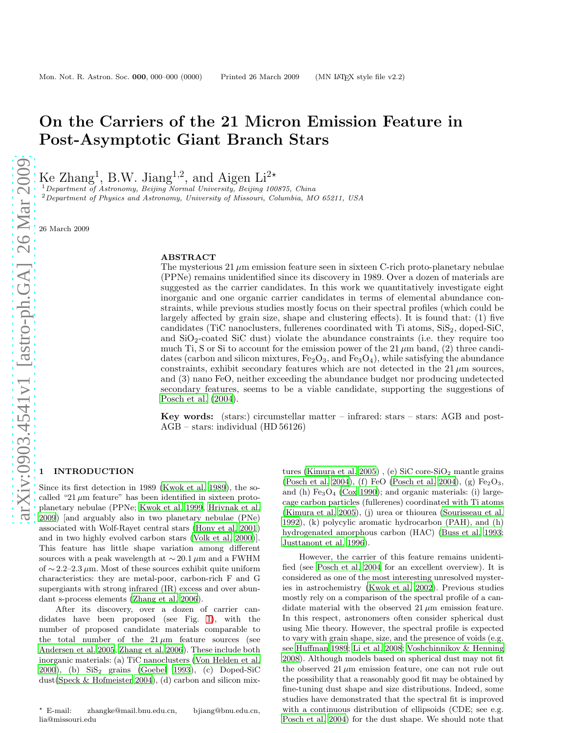# On the Carriers of the 21 Micron Emission Feature in Post-Asymptotic Giant Branch Stars

Ke Zhang[1], B.W. Jiang[1,2], and Aigen Li[2⋆]

[1] *Department of Astronomy, Beijing Normal University, Beijing 100875, China*
[2] *Department of Physics and Astronomy, University of Missouri, Columbia, MO 65211, USA*

26 March 2009

## ABSTRACT

The mysterious 21 $\mu$m emission feature seen in sixteen C-rich proto-planetary nebulae (PPNe) remains unidentified since its discovery in 1989. Over a dozen of materials are suggested as the carrier candidates. In this work we quantitatively investigate eight inorganic and one organic carrier candidates in terms of elemental abundance constraints, while previous studies mostly focus on their spectral profiles (which could be largely affected by grain size, shape and clustering effects). It is found that: (1) five candidates (TiC nanoclusters, fullerenes coordinated with Ti atoms, $SiS_2$, doped-SiC, and $SiO_2$-coated SiC dust) violate the abundance constraints (i.e. they require too much Ti, S or Si to account for the emission power of the 21 $\mu$m band, (2) three candidates (carbon and silicon mixtures, $Fe_2O_3$, and $Fe_3O_4$), while satisfying the abundance constraints, exhibit secondary features which are not detected in the 21 $\mu$m sources, and (3) nano FeO, neither exceeding the abundance budget nor producing undetected secondary features, seems to be a viable candidate, supporting the suggestions of Posch et al. (2004).

**Key words:** (stars:) circumstellar matter – infrared: stars – stars: AGB and post-AGB – stars: individual (HD 56126)

## 1 INTRODUCTION

Since its first detection in 1989 (Kwok et al. 1989), the so-called "21 $\mu$m feature" has been identified in sixteen proto-planetary nebulae (PPNe; Kwok et al. 1999, Hrivnak et al. 2009) [and arguably also in two planetary nebulae (PNe) associated with Wolf-Rayet central stars (Hony et al. 2001) and in two highly evolved carbon stars (Volk et al. 2000)]. This feature has little shape variation among different sources with a peak wavelength at $\sim 20.1\,\mu$m and a FWHM of $\sim 2.2$–$2.3\,\mu$m. Most of these sources exhibit quite uniform characteristics: they are metal-poor, carbon-rich F and G supergiants with strong infrared (IR) excess and over abundant s-process elements (Zhang et al. 2006).

After its discovery, over a dozen of carrier candidates have been proposed (see Fig. 1), with the number of proposed candidate materials comparable to the total number of the 21 $\mu$m feature sources (see Andersen et al. 2005, Zhang et al. 2006). These include both inorganic materials: (a) TiC nanoclusters (Von Helden et al. 2000), (b) $SiS_2$ grains (Goebel 1993), (c) Doped-SiC dust(Speck & Hofmeister 2004), (d) carbon and silicon mixtures (Kimura et al. 2005) , (e) SiC core-$SiO_2$ mantle grains (Posch et al. 2004), (f) FeO (Posch et al. 2004), (g) $Fe_2O_3$, and (h) $Fe_3O_4$ (Cox 1990); and organic materials: (i) large-cage carbon particles (fullerenes) coordinated with Ti atoms (Kimura et al. 2005), (j) urea or thiourea (Sourisseau et al. 1992), (k) polycylic aromatic hydrocarbon (PAH), and (h) hydrogenated amorphous carbon (HAC) (Buss et al. 1993; Justtanont et al. 1996).

However, the carrier of this feature remains unidentified (see Posch et al. 2004 for an excellent overview). It is considered as one of the most interesting unresolved mysteries in astrochemistry (Kwok et al. 2002). Previous studies mostly rely on a comparison of the spectral profile of a candidate material with the observed 21 $\mu$m emission feature. In this respect, astronomers often consider spherical dust using Mie theory. However, the spectral profile is expected to vary with grain shape, size, and the presence of voids (e.g. see Huffman 1989; Li et al. 2008; Voshchinnikov & Henning 2008). Although models based on spherical dust may not fit the observed 21 $\mu$m emission feature, one can not rule out the possibility that a reasonably good fit may be obtained by fine-tuning dust shape and size distributions. Indeed, some studies have demonstrated that the spectral fit is improved with a continuous distribution of ellipsoids (CDE; see e.g. Posch et al. 2004) for the dust shape. We should note that

⋆ E-mail: zhangke@mail.bnu.edu.cn, bjiang@bnu.edu.cn, lia@missouri.edu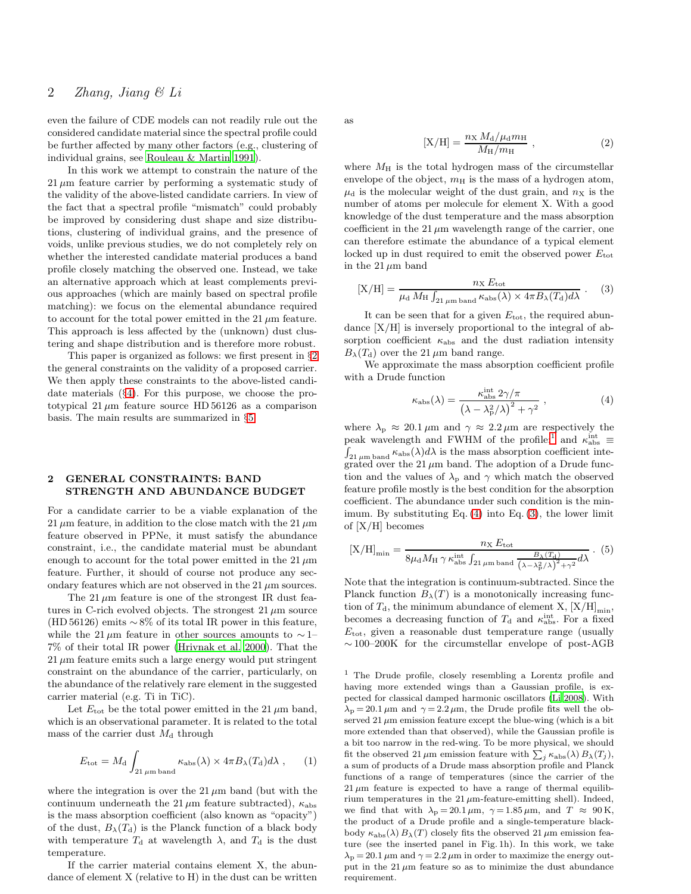even the failure of CDE models can not readily rule out the considered candidate material since the spectral profile could be further affected by many other factors (e.g., clustering of individual grains, see Rouleau & Martin 1991).

In this work we attempt to constrain the nature of the 21 $\mu$m feature carrier by performing a systematic study of the validity of the above-listed candidate carriers. In view of the fact that a spectral profile "mismatch" could probably be improved by considering dust shape and size distributions, clustering of individual grains, and the presence of voids, unlike previous studies, we do not completely rely on whether the interested candidate material produces a band profile closely matching the observed one. Instead, we take an alternative approach which at least complements previous approaches (which are mainly based on spectral profile matching): we focus on the elemental abundance required to account for the total power emitted in the 21 $\mu$m feature. This approach is less affected by the (unknown) dust clustering and shape distribution and is therefore more robust.

This paper is organized as follows: we first present in §2 the general constraints on the validity of a proposed carrier. We then apply these constraints to the above-listed candidate materials (§4). For this purpose, we choose the prototypical 21 $\mu$m feature source HD 56126 as a comparison basis. The main results are summarized in §5.

## 2 GENERAL CONSTRAINTS: BAND STRENGTH AND ABUNDANCE BUDGET

For a candidate carrier to be a viable explanation of the 21 $\mu$m feature, in addition to the close match with the 21 $\mu$m feature observed in PPNe, it must satisfy the abundance constraint, i.e., the candidate material must be abundant enough to account for the total power emitted in the 21 $\mu$m feature. Further, it should of course not produce any secondary features which are not observed in the 21 $\mu$m sources.

The 21 $\mu$m feature is one of the strongest IR dust features in C-rich evolved objects. The strongest 21 $\mu$m source (HD 56126) emits $\sim 8$% of its total IR power in this feature, while the 21 $\mu$m feature in other sources amounts to $\sim 1$–7% of their total IR power (Hrivnak et al. 2000). That the 21 $\mu$m feature emits such a large energy would put stringent constraint on the abundance of the carrier, particularly, on the abundance of the relatively rare element in the suggested carrier material (e.g. Ti in TiC).

Let $E_{\rm tot}$ be the total power emitted in the 21 $\mu$m band, which is an observational parameter. It is related to the total mass of the carrier dust $M_{\rm d}$ through

$$E_{\rm tot} = M_{\rm d} \int_{21\,\mu{\rm m\,band}} \kappa_{\rm abs}(\lambda) \times 4\pi B_\lambda(T_{\rm d}) d\lambda \ , \qquad (1)$$

where the integration is over the 21 $\mu$m band (but with the continuum underneath the 21 $\mu$m feature subtracted), $\kappa_{\rm abs}$ is the mass absorption coefficient (also known as "opacity") of the dust, $B_\lambda(T_{\rm d})$ is the Planck function of a black body with temperature $T_{\rm d}$ at wavelength $\lambda$, and $T_{\rm d}$ is the dust temperature.

If the carrier material contains element X, the abundance of element X (relative to H) in the dust can be written as

$$[{\rm X/H}] = \frac{n_{\rm X}\, M_{\rm d}/\mu_{\rm d} m_{\rm H}}{M_{\rm H}/m_{\rm H}} \ , \qquad (2)$$

where $M_{\rm H}$ is the total hydrogen mass of the circumstellar envelope of the object, $m_{\rm H}$ is the mass of a hydrogen atom, $\mu_{\rm d}$ is the molecular weight of the dust grain, and $n_{\rm X}$ is the number of atoms per molecule for element X. With a good knowledge of the dust temperature and the mass absorption coefficient in the 21 $\mu$m wavelength range of the carrier, one can therefore estimate the abundance of a typical element locked up in dust required to emit the observed power $E_{\rm tot}$ in the 21 $\mu$m band

$$[{\rm X/H}] = \frac{n_{\rm X}\, E_{\rm tot}}{\mu_{\rm d}\, M_{\rm H} \int_{21\,\mu{\rm m\,band}} \kappa_{\rm abs}(\lambda) \times 4\pi B_\lambda(T_{\rm d}) d\lambda} \ . \qquad (3)$$

It can be seen that for a given $E_{\rm tot}$, the required abundance [X/H] is inversely proportional to the integral of absorption coefficient $\kappa_{\rm abs}$ and the dust radiation intensity $B_\lambda(T_{\rm d})$ over the 21 $\mu$m band range.

We approximate the mass absorption coefficient profile with a Drude function

$$\kappa_{\rm abs}(\lambda) = \frac{\kappa_{\rm abs}^{\rm int}\, 2\gamma/\pi}{\left(\lambda - \lambda_{\rm p}^2/\lambda\right)^2 + \gamma^2} \ , \qquad (4)$$

where $\lambda_{\rm p} \approx 20.1\,\mu$m and $\gamma \approx 2.2\,\mu$m are respectively the peak wavelength and FWHM of the profile,[1] and $\kappa_{\rm abs}^{\rm int} \equiv \int_{21\,\mu{\rm m\,band}} \kappa_{\rm abs}(\lambda) d\lambda$ is the mass absorption coefficient integrated over the 21 $\mu$m band. The adoption of a Drude function and the values of $\lambda_{\rm p}$ and $\gamma$ which match the observed feature profile mostly is the best condition for the absorption coefficient. The abundance under such condition is the minimum. By substituting Eq. (4) into Eq. (3), the lower limit of [X/H] becomes

$$[{\rm X/H}]_{\rm min} = \frac{n_{\rm X}\, E_{\rm tot}}{8\mu_{\rm d} M_{\rm H}\, \gamma\, \kappa_{\rm abs}^{\rm int} \int_{21\,\mu{\rm m\,band}} \frac{B_\lambda(T_{\rm d})}{\left(\lambda - \lambda_{\rm p}^2/\lambda\right)^2 + \gamma^2} d\lambda} \ . \qquad (5)$$

Note that the integration is continuum-subtracted. Since the Planck function $B_\lambda(T)$ is a monotonically increasing function of $T_{\rm d}$, the minimum abundance of element X, $[{\rm X/H}]_{\rm min}$, becomes a decreasing function of $T_{\rm d}$ and $\kappa_{\rm abs}^{\rm int}$. For a fixed $E_{\rm tot}$, given a reasonable dust temperature range (usually $\sim 100$–200K for the circumstellar envelope of post-AGB

[1] The Drude profile, closely resembling a Lorentz profile and having more extended wings than a Gaussian profile, is expected for classical damped harmonic oscillators (Li 2008). With $\lambda_{\rm p} = 20.1\,\mu$m and $\gamma = 2.2\,\mu$m, the Drude profile fits well the observed 21 $\mu$m emission feature except the blue-wing (which is a bit more extended than that observed), while the Gaussian profile is a bit too narrow in the red-wing. To be more physical, we should fit the observed 21 $\mu$m emission feature with $\sum_j \kappa_{\rm abs}(\lambda)\, B_\lambda(T_j)$, a sum of products of a Drude mass absorption profile and Planck functions of a range of temperatures (since the carrier of the 21 $\mu$m feature is expected to have a range of thermal equilibrium temperatures in the 21 $\mu$m-feature-emitting shell). Indeed, we find that with $\lambda_{\rm p} = 20.1\,\mu$m, $\gamma = 1.85\,\mu$m, and $T \approx 90$ K, the product of a Drude profile and a single-temperature blackbody $\kappa_{\rm abs}(\lambda)\, B_\lambda(T)$ closely fits the observed 21 $\mu$m emission feature (see the inserted panel in Fig. 1h). In this work, we take $\lambda_{\rm p} = 20.1\,\mu$m and $\gamma = 2.2\,\mu$m in order to maximize the energy output in the 21 $\mu$m feature so as to minimize the dust abundance requirement.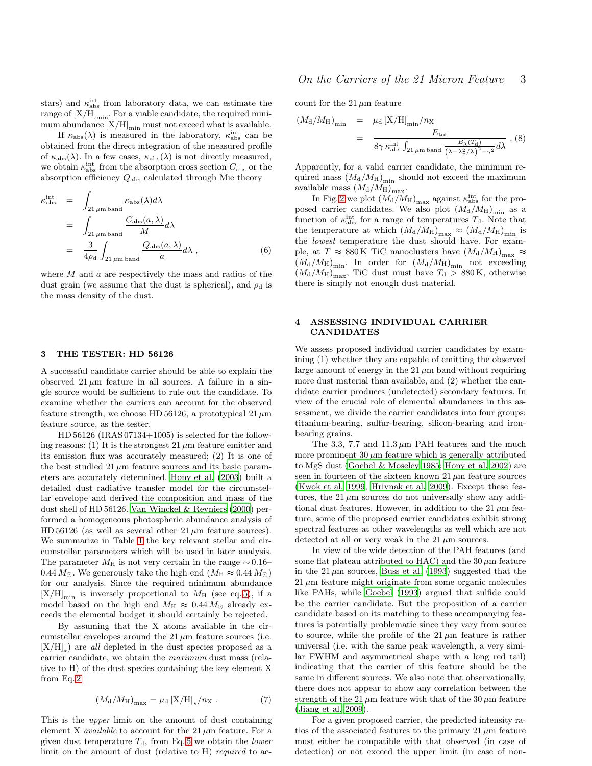stars) and $\kappa_{\rm abs}^{\rm int}$ from laboratory data, we can estimate the range of $[{\rm X/H}]_{\rm min}$. For a viable candidate, the required minimum abundance $[{\rm X/H}]_{\rm min}$ must not exceed what is available.

If $\kappa_{\rm abs}(\lambda)$ is measured in the laboratory, $\kappa_{\rm abs}^{\rm int}$ can be obtained from the direct integration of the measured profile of $\kappa_{\rm abs}(\lambda)$. In a few cases, $\kappa_{\rm abs}(\lambda)$ is not directly measured, we obtain $\kappa_{\rm abs}^{\rm int}$ from the absorption cross section $C_{\rm abs}$ or the absorption efficiency $Q_{\rm abs}$ calculated through Mie theory

$$
\begin{aligned}
\kappa_{\rm abs}^{\rm int} &= \int_{21\,\mu{\rm m\,band}} \kappa_{\rm abs}(\lambda) d\lambda \\
&= \int_{21\,\mu{\rm m\,band}} \frac{C_{\rm abs}(a,\lambda)}{M} d\lambda \\
&= \frac{3}{4\rho_{\rm d}} \int_{21\,\mu{\rm m\,band}} \frac{Q_{\rm abs}(a,\lambda)}{a} d\lambda \ , \qquad (6)
\end{aligned}
$$

where $M$ and $a$ are respectively the mass and radius of the dust grain (we assume that the dust is spherical), and $\rho_{\rm d}$ is the mass density of the dust.

## 3 THE TESTER: HD 56126

A successful candidate carrier should be able to explain the observed $21\,\mu$m feature in all sources. A failure in a single source would be sufficient to rule out the candidate. To examine whether the carriers can account for the observed feature strength, we choose HD 56126, a prototypical $21\,\mu$m feature source, as the tester.

HD 56126 (IRAS 07134+1005) is selected for the following reasons: (1) It is the strongest $21\,\mu$m feature emitter and its emission flux was accurately measured; (2) It is one of the best studied $21\,\mu$m feature sources and its basic parameters are accurately determined. Hony et al. (2003) built a detailed dust radiative transfer model for the circumstellar envelope and derived the composition and mass of the dust shell of HD 56126. Van Winckel & Reyniers (2000) performed a homogeneous photospheric abundance analysis of HD 56126 (as well as several other $21\,\mu$m feature sources). We summarize in Table 1 the key relevant stellar and circumstellar parameters which will be used in later analysis. The parameter $M_{\rm H}$ is not very certain in the range $\sim 0.16$–$0.44\,M_\odot$. We generously take the high end ($M_{\rm H} \approx 0.44\,M_\odot$) for our analysis. Since the required minimum abundance $[{\rm X/H}]_{\rm min}$ is inversely proportional to $M_{\rm H}$ (see eq.5), if a model based on the high end $M_{\rm H} \approx 0.44\,M_\odot$ already exceeds the elemental budget it should certainly be rejected.

By assuming that the X atoms available in the circumstellar envelopes around the $21\,\mu$m feature sources (i.e. $[{\rm X/H}]_\star$) are *all* depleted in the dust species proposed as a carrier candidate, we obtain the *maximum* dust mass (relative to H) of the dust species containing the key element X from Eq.2

$$
(M_{\rm d}/M_{\rm H})_{\rm max} = \mu_{\rm d}\,[{\rm X/H}]_\star/n_{\rm X} \ . \qquad (7)
$$

This is the *upper* limit on the amount of dust containing element X *available* to account for the $21\,\mu$m feature. For a given dust temperature $T_{\rm d}$, from Eq.5 we obtain the *lower* limit on the amount of dust (relative to H) *required* to account for the $21\,\mu$m feature

$$
\begin{aligned}
(M_{\rm d}/M_{\rm H})_{\rm min} &= \mu_{\rm d}\,[{\rm X/H}]_{\rm min}/n_{\rm X} \\
&= \frac{E_{\rm tot}}{8\gamma\,\kappa_{\rm abs}^{\rm int} \int_{21\,\mu{\rm m\,band}} \frac{B_\lambda(T_{\rm d})}{\left(\lambda - \lambda_{\rm p}^2/\lambda\right)^2 + \gamma^2} d\lambda} \ . \qquad (8)
\end{aligned}
$$

Apparently, for a valid carrier candidate, the minimum required mass $(M_{\rm d}/M_{\rm H})_{\rm min}$ should not exceed the maximum available mass $(M_{\rm d}/M_{\rm H})_{\rm max}$.

In Fig. 2 we plot $(M_{\rm d}/M_{\rm H})_{\rm max}$ against $\kappa_{\rm abs}^{\rm int}$ for the proposed carrier candidates. We also plot $(M_{\rm d}/M_{\rm H})_{\rm min}$ as a function of $\kappa_{\rm abs}^{\rm int}$ for a range of temperatures $T_{\rm d}$. Note that the temperature at which $(M_{\rm d}/M_{\rm H})_{\rm max} \approx (M_{\rm d}/M_{\rm H})_{\rm min}$ is the *lowest* temperature the dust should have. For example, at $T \approx 880\,$K TiC nanoclusters have $(M_{\rm d}/M_{\rm H})_{\rm max} \approx (M_{\rm d}/M_{\rm H})_{\rm min}$. In order for $(M_{\rm d}/M_{\rm H})_{\rm min}$ not exceeding $(M_{\rm d}/M_{\rm H})_{\rm max}$, TiC dust must have $T_{\rm d} > 880\,$K, otherwise there is simply not enough dust material.

## 4 ASSESSING INDIVIDUAL CARRIER CANDIDATES

We assess proposed individual carrier candidates by examining (1) whether they are capable of emitting the observed large amount of energy in the $21\,\mu$m band without requiring more dust material than available, and (2) whether the candidate carrier produces (undetected) secondary features. In view of the crucial role of elemental abundances in this assessment, we divide the carrier candidates into four groups: titanium-bearing, sulfur-bearing, silicon-bearing and iron-bearing grains.

The 3.3, 7.7 and $11.3\,\mu$m PAH features and the much more prominent $30\,\mu$m feature which is generally attributed to MgS dust (Goebel & Moseley 1985; Hony et al. 2002) are seen in fourteen of the sixteen known $21\,\mu$m feature sources (Kwok et al. 1999, Hrivnak et al. 2009). Except these features, the $21\,\mu$m sources do not universally show any additional dust features. However, in addition to the $21\,\mu$m feature, some of the proposed carrier candidates exhibit strong spectral features at other wavelengths as well which are not detected at all or very weak in the $21\,\mu$m sources.

In view of the wide detection of the PAH features (and some flat plateau attributed to HAC) and the $30\,\mu$m feature in the $21\,\mu$m sources, Buss et al. (1993) suggested that the $21\,\mu$m feature might originate from some organic molecules like PAHs, while Goebel (1993) argued that sulfide could be the carrier candidate. But the proposition of a carrier candidate based on its matching to these accompanying features is potentially problematic since they vary from source to source, while the profile of the $21\,\mu$m feature is rather universal (i.e. with the same peak wavelength, a very similar FWHM and asymmetrical shape with a long red tail) indicating that the carrier of this feature should be the same in different sources. We also note that observationally, there does not appear to show any correlation between the strength of the $21\,\mu$m feature with that of the $30\,\mu$m feature (Jiang et al. 2009).

For a given proposed carrier, the predicted intensity ratios of the associated features to the primary $21\,\mu$m feature must either be compatible with that observed (in case of detection) or not exceed the upper limit (in case of non-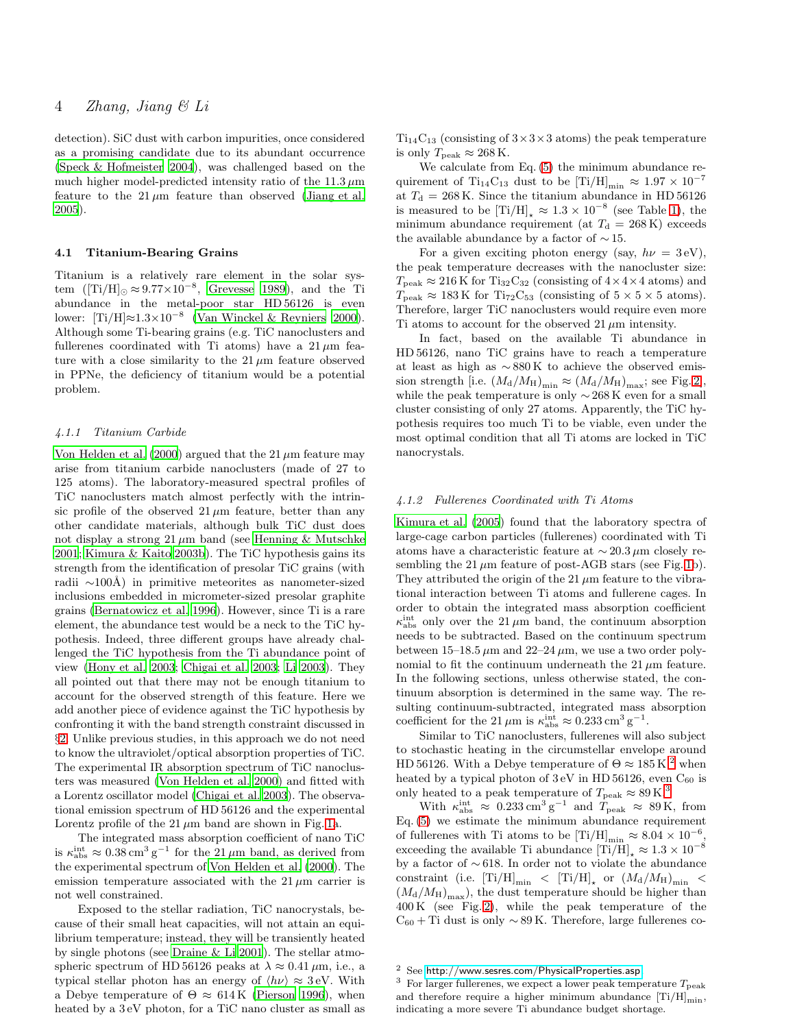detection). SiC dust with carbon impurities, once considered as a promising candidate due to its abundant occurrence (Speck & Hofmeister 2004), was challenged based on the much higher model-predicted intensity ratio of the 11.3 $\mu$m feature to the 21 $\mu$m feature than observed (Jiang et al. 2005).

### 4.1 Titanium-Bearing Grains

Titanium is a relatively rare element in the solar system ($[\mathrm{Ti/H}]_\odot \approx 9.77 \times 10^{-8}$, Grevesse 1989), and the Ti abundance in the metal-poor star HD 56126 is even lower: $[\mathrm{Ti/H}] \approx 1.3 \times 10^{-8}$ (Van Winckel & Reyniers 2000). Although some Ti-bearing grains (e.g. TiC nanoclusters and fullerenes coordinated with Ti atoms) have a 21 $\mu$m feature with a close similarity to the 21 $\mu$m feature observed in PPNe, the deficiency of titanium would be a potential problem.

#### *4.1.1 Titanium Carbide*

Von Helden et al. (2000) argued that the 21 $\mu$m feature may arise from titanium carbide nanoclusters (made of 27 to 125 atoms). The laboratory-measured spectral profiles of TiC nanoclusters match almost perfectly with the intrinsic profile of the observed 21 $\mu$m feature, better than any other candidate materials, although bulk TiC dust does not display a strong 21 $\mu$m band (see Henning & Mutschke 2001; Kimura & Kaito 2003b). The TiC hypothesis gains its strength from the identification of presolar TiC grains (with radii $\sim$100 Å) in primitive meteorites as nanometer-sized inclusions embedded in micrometer-sized presolar graphite grains (Bernatowicz et al. 1996). However, since Ti is a rare element, the abundance test would be a neck to the TiC hypothesis. Indeed, three different groups have already challenged the TiC hypothesis from the Ti abundance point of view (Hony et al. 2003; Chigai et al. 2003; Li 2003). They all pointed out that there may not be enough titanium to account for the observed strength of this feature. Here we add another piece of evidence against the TiC hypothesis by confronting it with the band strength constraint discussed in §2. Unlike previous studies, in this approach we do not need to know the ultraviolet/optical absorption properties of TiC. The experimental IR absorption spectrum of TiC nanoclusters was measured (Von Helden et al. 2000) and fitted with a Lorentz oscillator model (Chigai et al. 2003). The observational emission spectrum of HD 56126 and the experimental Lorentz profile of the 21 $\mu$m band are shown in Fig. 1a.

The integrated mass absorption coefficient of nano TiC is $\kappa_{\rm abs}^{\rm int} \approx 0.38\,{\rm cm^3\,g^{-1}}$ for the 21 $\mu$m band, as derived from the experimental spectrum of Von Helden et al. (2000). The emission temperature associated with the 21 $\mu$m carrier is not well constrained.

Exposed to the stellar radiation, TiC nanocrystals, because of their small heat capacities, will not attain an equilibrium temperature; instead, they will be transiently heated by single photons (see Draine & Li 2001). The stellar atmospheric spectrum of HD 56126 peaks at $\lambda \approx 0.41\,\mu$m, i.e., a typical stellar photon has an energy of $\langle h\nu \rangle \approx 3$ eV. With a Debye temperature of $\Theta \approx 614$ K (Pierson 1996), when heated by a 3 eV photon, for a TiC nano cluster as small as $\mathrm{Ti_{14}C_{13}}$ (consisting of $3\times3\times3$ atoms) the peak temperature is only $T_{\rm peak} \approx 268$ K.

We calculate from Eq. (5) the minimum abundance requirement of $\mathrm{Ti_{14}C_{13}}$ dust to be $[\mathrm{Ti/H}]_{\rm min} \approx 1.97 \times 10^{-7}$ at $T_{\rm d} = 268$ K. Since the titanium abundance in HD 56126 is measured to be $[\mathrm{Ti/H}]_\star \approx 1.3 \times 10^{-8}$ (see Table 1), the minimum abundance requirement (at $T_{\rm d} = 268$ K) exceeds the available abundance by a factor of $\sim 15$.

For a given exciting photon energy (say, $h\nu = 3$ eV), the peak temperature decreases with the nanocluster size: $T_{\rm peak} \approx 216$ K for $\mathrm{Ti_{32}C_{32}}$ (consisting of $4\times4\times4$ atoms) and $T_{\rm peak} \approx 183$ K for $\mathrm{Ti_{72}C_{53}}$ (consisting of $5\times5\times5$ atoms). Therefore, larger TiC nanoclusters would require even more Ti atoms to account for the observed 21 $\mu$m intensity.

In fact, based on the available Ti abundance in HD 56126, nano TiC grains have to reach a temperature at least as high as $\sim 880$ K to achieve the observed emission strength [i.e. $(M_{\rm d}/M_{\rm H})_{\rm min} \approx (M_{\rm d}/M_{\rm H})_{\rm max}$; see Fig. 2], while the peak temperature is only $\sim 268$ K even for a small cluster consisting of only 27 atoms. Apparently, the TiC hypothesis requires too much Ti to be viable, even under the most optimal condition that all Ti atoms are locked in TiC nanocrystals.

#### *4.1.2 Fullerenes Coordinated with Ti Atoms*

Kimura et al. (2005) found that the laboratory spectra of large-cage carbon particles (fullerenes) coordinated with Ti atoms have a characteristic feature at $\sim 20.3\,\mu$m closely resembling the 21 $\mu$m feature of post-AGB stars (see Fig. 1b). They attributed the origin of the 21 $\mu$m feature to the vibrational interaction between Ti atoms and fullerene cages. In order to obtain the integrated mass absorption coefficient $\kappa_{\rm abs}^{\rm int}$ only over the 21 $\mu$m band, the continuum absorption needs to be subtracted. Based on the continuum spectrum between 15–18.5 $\mu$m and 22–24 $\mu$m, we use a two order polynomial to fit the continuum underneath the 21 $\mu$m feature. In the following sections, unless otherwise stated, the continuum absorption is determined in the same way. The resulting continuum-subtracted, integrated mass absorption coefficient for the 21 $\mu$m is $\kappa_{\rm abs}^{\rm int} \approx 0.233\,{\rm cm^3\,g^{-1}}$.

Similar to TiC nanoclusters, fullerenes will also subject to stochastic heating in the circumstellar envelope around HD 56126. With a Debye temperature of $\Theta \approx 185$ K[2] when heated by a typical photon of 3 eV in HD 56126, even $\mathrm{C_{60}}$ is only heated to a peak temperature of $T_{\rm peak} \approx 89$ K.[3]

With $\kappa_{\rm abs}^{\rm int} \approx 0.233\,{\rm cm^3\,g^{-1}}$ and $T_{\rm peak} \approx 89$ K, from Eq. (5) we estimate the minimum abundance requirement of fullerenes with Ti atoms to be $[\mathrm{Ti/H}]_{\rm min} \approx 8.04 \times 10^{-6}$, exceeding the available Ti abundance $[\mathrm{Ti/H}]_\star \approx 1.3 \times 10^{-8}$ by a factor of $\sim 618$. In order not to violate the abundance constraint (i.e. $[\mathrm{Ti/H}]_{\rm min} < [\mathrm{Ti/H}]_\star$ or $(M_{\rm d}/M_{\rm H})_{\rm min} < (M_{\rm d}/M_{\rm H})_{\rm max}$), the dust temperature should be higher than 400 K (see Fig. 2), while the peak temperature of the $\mathrm{C_{60}}$ + Ti dust is only $\sim 89$ K. Therefore, large fullerenes co-

[2] See http://www.sesres.com/PhysicalProperties.asp

[3] For larger fullerenes, we expect a lower peak temperature $T_{\rm peak}$ and therefore require a higher minimum abundance $[\mathrm{Ti/H}]_{\rm min}$, indicating a more severe Ti abundance budget shortage.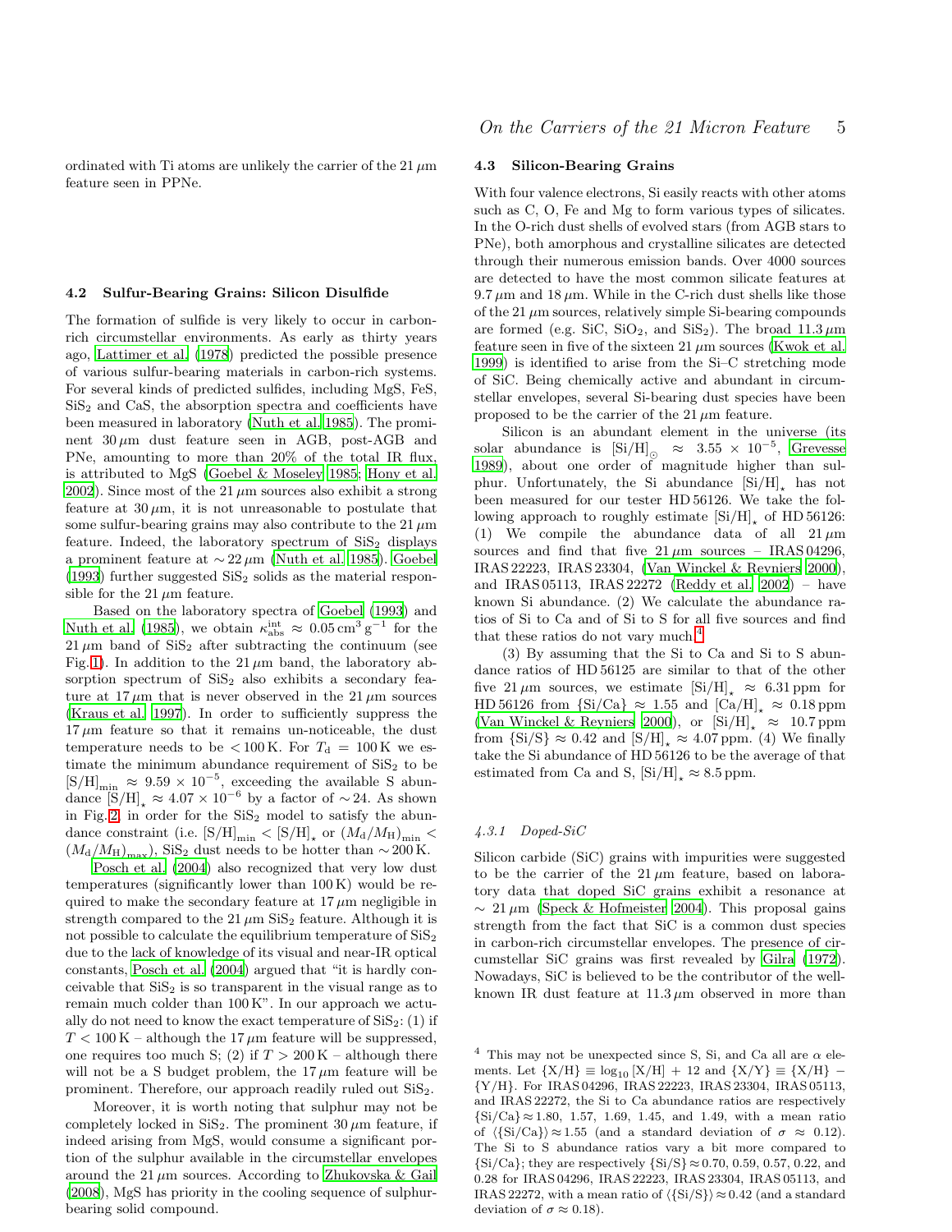ordinated with Ti atoms are unlikely the carrier of the 21 $\mu$m feature seen in PPNe.

### 4.2 Sulfur-Bearing Grains: Silicon Disulfide

The formation of sulfide is very likely to occur in carbon-rich circumstellar environments. As early as thirty years ago, Lattimer et al. (1978) predicted the possible presence of various sulfur-bearing materials in carbon-rich systems. For several kinds of predicted sulfides, including MgS, FeS, $SiS_2$ and CaS, the absorption spectra and coefficients have been measured in laboratory (Nuth et al. 1985). The prominent 30 $\mu$m dust feature seen in AGB, post-AGB and PNe, amounting to more than 20% of the total IR flux, is attributed to MgS (Goebel & Moseley 1985; Hony et al. 2002). Since most of the 21 $\mu$m sources also exhibit a strong feature at 30 $\mu$m, it is not unreasonable to postulate that some sulfur-bearing grains may also contribute to the 21 $\mu$m feature. Indeed, the laboratory spectrum of $SiS_2$ displays a prominent feature at $\sim 22\,\mu$m (Nuth et al. 1985). Goebel (1993) further suggested $SiS_2$ solids as the material responsible for the 21 $\mu$m feature.

Based on the laboratory spectra of Goebel (1993) and Nuth et al. (1985), we obtain $\kappa_{\rm abs}^{\rm int} \approx 0.05\,{\rm cm^3\,g^{-1}}$ for the 21 $\mu$m band of $SiS_2$ after subtracting the continuum (see Fig. 1). In addition to the 21 $\mu$m band, the laboratory absorption spectrum of $SiS_2$ also exhibits a secondary feature at 17 $\mu$m that is never observed in the 21 $\mu$m sources (Kraus et al. 1997). In order to sufficiently suppress the 17 $\mu$m feature so that it remains un-noticeable, the dust temperature needs to be $< 100$ K. For $T_{\rm d} = 100$ K we estimate the minimum abundance requirement of $SiS_2$ to be $[{\rm S/H}]_{\rm min} \approx 9.59 \times 10^{-5}$, exceeding the available S abundance $[{\rm S/H}]_\star \approx 4.07 \times 10^{-6}$ by a factor of $\sim 24$. As shown in Fig. 2, in order for the $SiS_2$ model to satisfy the abundance constraint (i.e. $[{\rm S/H}]_{\rm min} < [{\rm S/H}]_\star$ or $(M_{\rm d}/M_{\rm H})_{\rm min} < (M_{\rm d}/M_{\rm H})_{\rm max}$), $SiS_2$ dust needs to be hotter than $\sim 200$ K.

Posch et al. (2004) also recognized that very low dust temperatures (significantly lower than 100 K) would be required to make the secondary feature at 17 $\mu$m negligible in strength compared to the 21 $\mu$m $SiS_2$ feature. Although it is not possible to calculate the equilibrium temperature of $SiS_2$ due to the lack of knowledge of its visual and near-IR optical constants, Posch et al. (2004) argued that "it is hardly conceivable that $SiS_2$ is so transparent in the visual range as to remain much colder than 100 K". In our approach we actually do not need to know the exact temperature of $SiS_2$: (1) if $T < 100$ K – although the 17 $\mu$m feature will be suppressed, one requires too much S; (2) if $T > 200$ K – although there will not be a S budget problem, the 17 $\mu$m feature will be prominent. Therefore, our approach readily ruled out $SiS_2$.

Moreover, it is worth noting that sulphur may not be completely locked in $SiS_2$. The prominent 30 $\mu$m feature, if indeed arising from MgS, would consume a significant portion of the sulphur available in the circumstellar envelopes around the 21 $\mu$m sources. According to Zhukovska & Gail (2008), MgS has priority in the cooling sequence of sulphur-bearing solid compound.

### 4.3 Silicon-Bearing Grains

With four valence electrons, Si easily reacts with other atoms such as C, O, Fe and Mg to form various types of silicates. In the O-rich dust shells of evolved stars (from AGB stars to PNe), both amorphous and crystalline silicates are detected through their numerous emission bands. Over 4000 sources are detected to have the most common silicate features at 9.7 $\mu$m and 18 $\mu$m. While in the C-rich dust shells like those of the 21 $\mu$m sources, relatively simple Si-bearing compounds are formed (e.g. SiC, $SiO_2$, and $SiS_2$). The broad 11.3 $\mu$m feature seen in five of the sixteen 21 $\mu$m sources (Kwok et al. 1999) is identified to arise from the Si–C stretching mode of SiC. Being chemically active and abundant in circumstellar envelopes, several Si-bearing dust species have been proposed to be the carrier of the 21 $\mu$m feature.

Silicon is an abundant element in the universe (its solar abundance is $[{\rm Si/H}]_\odot \approx 3.55 \times 10^{-5}$, Grevesse 1989), about one order of magnitude higher than sulphur. Unfortunately, the Si abundance $[{\rm Si/H}]_\star$ has not been measured for our tester HD 56126. We take the following approach to roughly estimate $[{\rm Si/H}]_\star$ of HD 56126: (1) We compile the abundance data of all 21 $\mu$m sources and find that five 21 $\mu$m sources – IRAS 04296, IRAS 22223, IRAS 23304, (Van Winckel & Reyniers 2000), and IRAS 05113, IRAS 22272 (Reddy et al. 2002) – have known Si abundance. (2) We calculate the abundance ratios of Si to Ca and of Si to S for all five sources and find that these ratios do not vary much.[4]

(3) By assuming that the Si to Ca and Si to S abundance ratios of HD 56125 are similar to that of the other five 21 $\mu$m sources, we estimate $[{\rm Si/H}]_\star \approx 6.31$ ppm for HD 56126 from $\{{\rm Si/Ca}\} \approx 1.55$ and $[{\rm Ca/H}]_\star \approx 0.18$ ppm (Van Winckel & Reyniers 2000), or $[{\rm Si/H}]_\star \approx 10.7$ ppm from $\{{\rm Si/S}\} \approx 0.42$ and $[{\rm S/H}]_\star \approx 4.07$ ppm. (4) We finally take the Si abundance of HD 56126 to be the average of that estimated from Ca and S, $[{\rm Si/H}]_\star \approx 8.5$ ppm.

#### 4.3.1 *Doped-SiC*

Silicon carbide (SiC) grains with impurities were suggested to be the carrier of the 21 $\mu$m feature, based on laboratory data that doped SiC grains exhibit a resonance at $\sim 21\,\mu$m (Speck & Hofmeister 2004). This proposal gains strength from the fact that SiC is a common dust species in carbon-rich circumstellar envelopes. The presence of circumstellar SiC grains was first revealed by Gilra (1972). Nowadays, SiC is believed to be the contributor of the well-known IR dust feature at 11.3 $\mu$m observed in more than

[4] This may not be unexpected since S, Si, and Ca all are $\alpha$ elements. Let $\{{\rm X/H}\} \equiv \log_{10}[{\rm X/H}] + 12$ and $\{{\rm X/Y}\} \equiv \{{\rm X/H}\} - \{{\rm Y/H}\}$. For IRAS 04296, IRAS 22223, IRAS 23304, IRAS 05113, and IRAS 22272, the Si to Ca abundance ratios are respectively $\{{\rm Si/Ca}\} \approx 1.80$, 1.57, 1.69, 1.45, and 1.49, with a mean ratio of $\langle\{{\rm Si/Ca}\}\rangle \approx 1.55$ (and a standard deviation of $\sigma \approx 0.12$). The Si to S abundance ratios vary a bit more compared to $\{{\rm Si/Ca}\}$; they are respectively $\{{\rm Si/S}\} \approx 0.70$, 0.59, 0.57, 0.22, and 0.28 for IRAS 04296, IRAS 22223, IRAS 23304, IRAS 05113, and IRAS 22272, with a mean ratio of $\langle\{{\rm Si/S}\}\rangle \approx 0.42$ (and a standard deviation of $\sigma \approx 0.18$).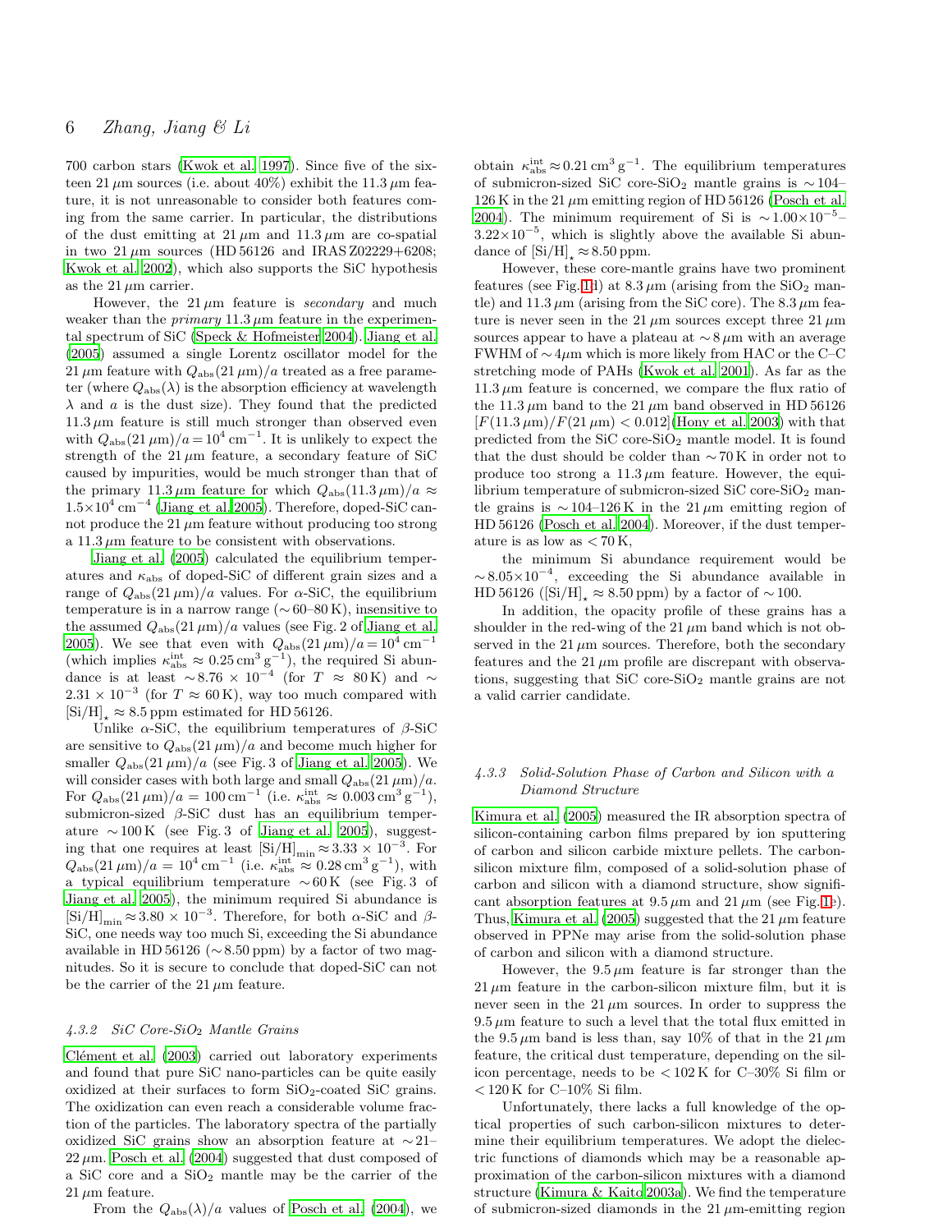700 carbon stars (Kwok et al. 1997). Since five of the sixteen 21 $\mu$m sources (i.e. about 40%) exhibit the 11.3 $\mu$m feature, it is not unreasonable to consider both features coming from the same carrier. In particular, the distributions of the dust emitting at 21 $\mu$m and 11.3 $\mu$m are co-spatial in two 21 $\mu$m sources (HD 56126 and IRAS Z02229+6208; Kwok et al. 2002), which also supports the SiC hypothesis as the 21 $\mu$m carrier.

However, the 21 $\mu$m feature is *secondary* and much weaker than the *primary* 11.3 $\mu$m feature in the experimental spectrum of SiC (Speck & Hofmeister 2004). Jiang et al. (2005) assumed a single Lorentz oscillator model for the 21 $\mu$m feature with $Q_{\rm abs}(21\,\mu{\rm m})/a$ treated as a free parameter (where $Q_{\rm abs}(\lambda)$ is the absorption efficiency at wavelength $\lambda$ and $a$ is the dust size). They found that the predicted 11.3 $\mu$m feature is still much stronger than observed even with $Q_{\rm abs}(21\,\mu{\rm m})/a = 10^4\,{\rm cm}^{-1}$. It is unlikely to expect the strength of the 21 $\mu$m feature, a secondary feature of SiC caused by impurities, would be much stronger than that of the primary 11.3 $\mu$m feature for which $Q_{\rm abs}(11.3\,\mu{\rm m})/a \approx 1.5\times10^4\,{\rm cm}^{-4}$ (Jiang et al. 2005). Therefore, doped-SiC cannot produce the 21 $\mu$m feature without producing too strong a 11.3 $\mu$m feature to be consistent with observations.

Jiang et al. (2005) calculated the equilibrium temperatures and $\kappa_{\rm abs}$ of doped-SiC of different grain sizes and a range of $Q_{\rm abs}(21\,\mu{\rm m})/a$ values. For $\alpha$-SiC, the equilibrium temperature is in a narrow range ($\sim$60–80 K), insensitive to the assumed $Q_{\rm abs}(21\,\mu{\rm m})/a$ values (see Fig. 2 of Jiang et al. 2005). We see that even with $Q_{\rm abs}(21\,\mu{\rm m})/a = 10^4\,{\rm cm}^{-1}$ (which implies $\kappa_{\rm abs}^{\rm int} \approx 0.25\,{\rm cm}^3\,{\rm g}^{-1}$), the required Si abundance is at least $\sim 8.76\times10^{-4}$ (for $T \approx 80$ K) and $\sim 2.31\times10^{-3}$ (for $T \approx 60$ K), way too much compared with $[{\rm Si/H}]_\star \approx 8.5$ ppm estimated for HD 56126.

Unlike $\alpha$-SiC, the equilibrium temperatures of $\beta$-SiC are sensitive to $Q_{\rm abs}(21\,\mu{\rm m})/a$ and become much higher for smaller $Q_{\rm abs}(21\,\mu{\rm m})/a$ (see Fig. 3 of Jiang et al. 2005). We will consider cases with both large and small $Q_{\rm abs}(21\,\mu{\rm m})/a$. For $Q_{\rm abs}(21\,\mu{\rm m})/a = 100\,{\rm cm}^{-1}$ (i.e. $\kappa_{\rm abs}^{\rm int} \approx 0.003\,{\rm cm}^3\,{\rm g}^{-1}$), submicron-sized $\beta$-SiC dust has an equilibrium temperature $\sim$100 K (see Fig. 3 of Jiang et al. 2005), suggesting that one requires at least $[{\rm Si/H}]_{\rm min} \approx 3.33\times10^{-3}$. For $Q_{\rm abs}(21\,\mu{\rm m})/a = 10^4\,{\rm cm}^{-1}$ (i.e. $\kappa_{\rm abs}^{\rm int} \approx 0.28\,{\rm cm}^3\,{\rm g}^{-1}$), with a typical equilibrium temperature $\sim$60 K (see Fig. 3 of Jiang et al. 2005), the minimum required Si abundance is $[{\rm Si/H}]_{\rm min} \approx 3.80\times10^{-3}$. Therefore, for both $\alpha$-SiC and $\beta$-SiC, one needs way too much Si, exceeding the Si abundance available in HD 56126 ($\sim$8.50 ppm) by a factor of two magnitudes. So it is secure to conclude that doped-SiC can not be the carrier of the 21 $\mu$m feature.

#### 4.3.2 SiC Core-$SiO_2$ Mantle Grains

Clément et al. (2003) carried out laboratory experiments and found that pure SiC nano-particles can be quite easily oxidized at their surfaces to form $SiO_2$-coated SiC grains. The oxidization can even reach a considerable volume fraction of the particles. The laboratory spectra of the partially oxidized SiC grains show an absorption feature at $\sim$21–22 $\mu$m. Posch et al. (2004) suggested that dust composed of a SiC core and a $SiO_2$ mantle may be the carrier of the 21 $\mu$m feature.

From the $Q_{\rm abs}(\lambda)/a$ values of Posch et al. (2004), we obtain $\kappa_{\rm abs}^{\rm int} \approx 0.21\,{\rm cm}^3\,{\rm g}^{-1}$. The equilibrium temperatures of submicron-sized SiC core-$SiO_2$ mantle grains is $\sim$104–126 K in the 21 $\mu$m emitting region of HD 56126 (Posch et al. 2004). The minimum requirement of Si is $\sim 1.00\times10^{-5}$–$3.22\times10^{-5}$, which is slightly above the available Si abundance of $[{\rm Si/H}]_\star \approx 8.50$ ppm.

However, these core-mantle grains have two prominent features (see Fig. 1d) at 8.3 $\mu$m (arising from the $SiO_2$ mantle) and 11.3 $\mu$m (arising from the SiC core). The 8.3 $\mu$m feature is never seen in the 21 $\mu$m sources except three 21 $\mu$m sources appear to have a plateau at $\sim$8 $\mu$m with an average FWHM of $\sim$4 $\mu$m which is more likely from HAC or the C–C stretching mode of PAHs (Kwok et al. 2001). As far as the 11.3 $\mu$m feature is concerned, we compare the flux ratio of the 11.3 $\mu$m band to the 21 $\mu$m band observed in HD 56126 $[F(11.3\,\mu{\rm m})/F(21\,\mu{\rm m}) < 0.012]$(Hony et al. 2003) with that predicted from the SiC core-$SiO_2$ mantle model. It is found that the dust should be colder than $\sim$70 K in order not to produce too strong a 11.3 $\mu$m feature. However, the equilibrium temperature of submicron-sized SiC core-$SiO_2$ mantle grains is $\sim$104–126 K in the 21 $\mu$m emitting region of HD 56126 (Posch et al. 2004). Moreover, if the dust temperature is as low as $<$70 K,

the minimum Si abundance requirement would be $\sim 8.05\times10^{-4}$, exceeding the Si abundance available in HD 56126 ($[{\rm Si/H}]_\star \approx 8.50$ ppm) by a factor of $\sim$100.

In addition, the opacity profile of these grains has a shoulder in the red-wing of the 21 $\mu$m band which is not observed in the 21 $\mu$m sources. Therefore, both the secondary features and the 21 $\mu$m profile are discrepant with observations, suggesting that SiC core-$SiO_2$ mantle grains are not a valid carrier candidate.

#### 4.3.3 Solid-Solution Phase of Carbon and Silicon with a Diamond Structure

Kimura et al. (2005) measured the IR absorption spectra of silicon-containing carbon films prepared by ion sputtering of carbon and silicon carbide mixture pellets. The carbon-silicon mixture film, composed of a solid-solution phase of carbon and silicon with a diamond structure, show significant absorption features at 9.5 $\mu$m and 21 $\mu$m (see Fig. 1e). Thus, Kimura et al. (2005) suggested that the 21 $\mu$m feature observed in PPNe may arise from the solid-solution phase of carbon and silicon with a diamond structure.

However, the 9.5 $\mu$m feature is far stronger than the 21 $\mu$m feature in the carbon-silicon mixture film, but it is never seen in the 21 $\mu$m sources. In order to suppress the 9.5 $\mu$m feature to such a level that the total flux emitted in the 9.5 $\mu$m band is less than, say 10% of that in the 21 $\mu$m feature, the critical dust temperature, depending on the silicon percentage, needs to be $<$102 K for C–30% Si film or $<$120 K for C–10% Si film.

Unfortunately, there lacks a full knowledge of the optical properties of such carbon-silicon mixtures to determine their equilibrium temperatures. We adopt the dielectric functions of diamonds which may be a reasonable approximation of the carbon-silicon mixtures with a diamond structure (Kimura & Kaito 2003a). We find the temperature of submicron-sized diamonds in the 21 $\mu$m-emitting region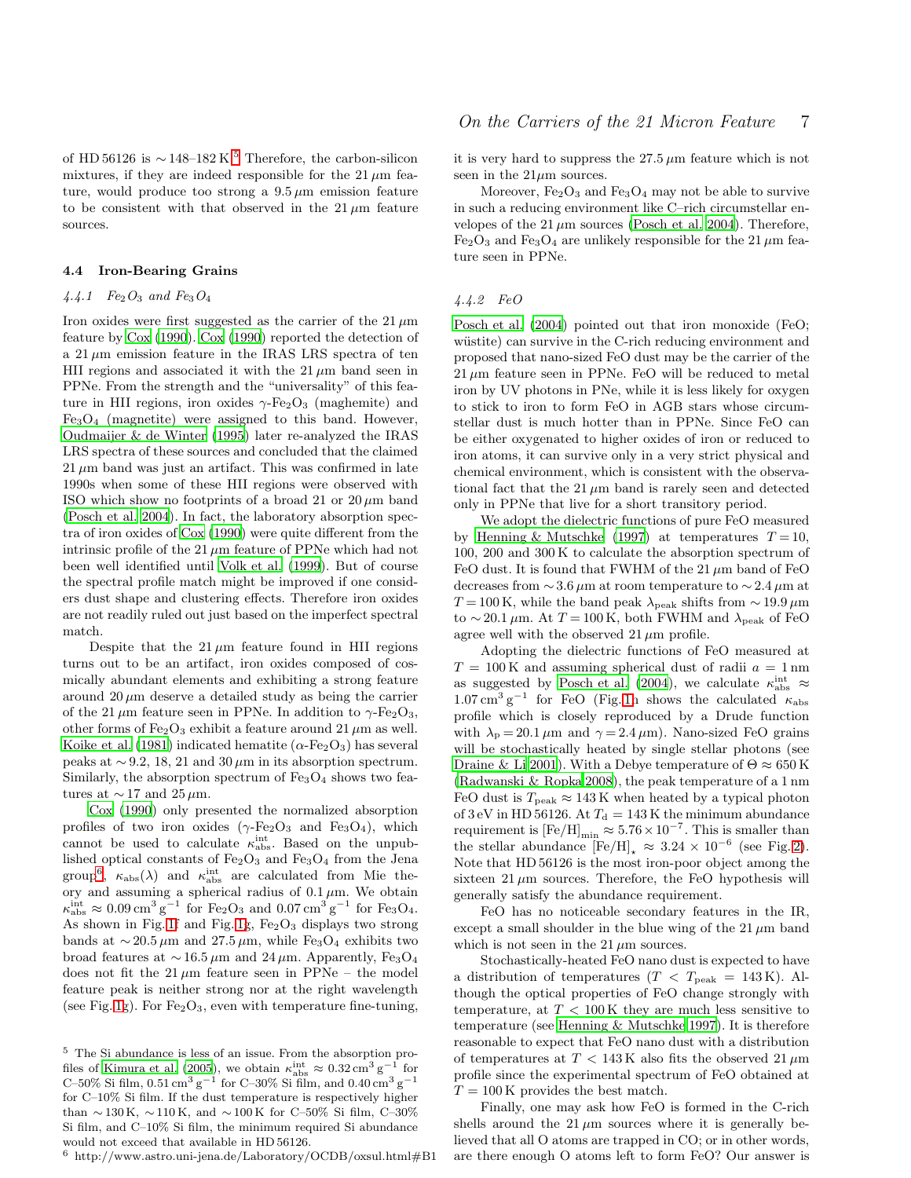of HD 56126 is $\sim 148$–$182$ K.[5] Therefore, the carbon-silicon mixtures, if they are indeed responsible for the 21 $\mu$m feature, would produce too strong a 9.5 $\mu$m emission feature to be consistent with that observed in the 21 $\mu$m feature sources.

### 4.4 Iron-Bearing Grains

#### 4.4.1 $Fe_2O_3$ and $Fe_3O_4$

Iron oxides were first suggested as the carrier of the 21 $\mu$m feature by Cox (1990). Cox (1990) reported the detection of a 21 $\mu$m emission feature in the IRAS LRS spectra of ten HII regions and associated it with the 21 $\mu$m band seen in PPNe. From the strength and the "universality" of this feature in HII regions, iron oxides $\gamma$-$Fe_2O_3$ (maghemite) and $Fe_3O_4$ (magnetite) were assigned to this band. However, Oudmaijer & de Winter (1995) later re-analyzed the IRAS LRS spectra of these sources and concluded that the claimed 21 $\mu$m band was just an artifact. This was confirmed in the late 1990s when some of these HII regions were observed with ISO which show no footprints of a broad 21 or 20 $\mu$m band (Posch et al. 2004). In fact, the laboratory absorption spectra of iron oxides of Cox (1990) were quite different from the intrinsic profile of the 21 $\mu$m feature of PPNe which had not been well identified until Volk et al. (1999). But of course the spectral profile match might be improved if one considers dust shape and clustering effects. Therefore iron oxides are not readily ruled out just based on the imperfect spectral match.

Despite that the 21 $\mu$m feature found in HII regions turns out to be an artifact, iron oxides composed of cosmically abundant elements and exhibiting a strong feature around 20 $\mu$m deserve a detailed study as being the carrier of the 21 $\mu$m feature seen in PPNe. In addition to $\gamma$-$Fe_2O_3$, other forms of $Fe_2O_3$ exhibit a feature around 21 $\mu$m as well. Koike et al. (1981) indicated hematite ($\alpha$-$Fe_2O_3$) has several peaks at $\sim 9.2$, 18, 21 and 30 $\mu$m in its absorption spectrum. Similarly, the absorption spectrum of $Fe_3O_4$ shows two features at $\sim 17$ and 25 $\mu$m.

Cox (1990) only presented the normalized absorption profiles of two iron oxides ($\gamma$-$Fe_2O_3$ and $Fe_3O_4$), which cannot be used to calculate $\kappa_{\rm abs}^{\rm int}$. Based on the unpublished optical constants of $Fe_2O_3$ and $Fe_3O_4$ from the Jena group[6], $\kappa_{\rm abs}(\lambda)$ and $\kappa_{\rm abs}^{\rm int}$ are calculated from Mie theory and assuming a spherical radius of 0.1 $\mu$m. We obtain $\kappa_{\rm abs}^{\rm int} \approx 0.09\,{\rm cm^3\,g^{-1}}$ for $Fe_2O_3$ and $0.07\,{\rm cm^3\,g^{-1}}$ for $Fe_3O_4$. As shown in Fig. 1f and Fig. 1g, $Fe_2O_3$ displays two strong bands at $\sim 20.5$ $\mu$m and 27.5 $\mu$m, while $Fe_3O_4$ exhibits two broad features at $\sim 16.5$ $\mu$m and 24 $\mu$m. Apparently, $Fe_3O_4$ does not fit the 21 $\mu$m feature seen in PPNe – the model feature peak is neither strong nor at the right wavelength (see Fig. 1g). For $Fe_2O_3$, even with temperature fine-tuning, it is very hard to suppress the 27.5 $\mu$m feature which is not seen in the 21$\mu$m sources.

Moreover, $Fe_2O_3$ and $Fe_3O_4$ may not be able to survive in such a reducing environment like C–rich circumstellar envelopes of the 21 $\mu$m sources (Posch et al. 2004). Therefore, $Fe_2O_3$ and $Fe_3O_4$ are unlikely responsible for the 21 $\mu$m feature seen in PPNe.

#### 4.4.2 FeO

Posch et al. (2004) pointed out that iron monoxide (FeO; wüstite) can survive in the C-rich reducing environment and proposed that nano-sized FeO dust may be the carrier of the 21 $\mu$m feature seen in PPNe. FeO will be reduced to metal iron by UV photons in PNe, while it is less likely for oxygen to stick to iron to form FeO in AGB stars whose circumstellar dust is much hotter than in PPNe. Since FeO can be either oxygenated to higher oxides of iron or reduced to iron atoms, it can survive only in a very strict physical and chemical environment, which is consistent with the observational fact that the 21 $\mu$m band is rarely seen and detected only in PPNe that live for a short transitory period.

We adopt the dielectric functions of pure FeO measured by Henning & Mutschke (1997) at temperatures $T = 10$, 100, 200 and 300 K to calculate the absorption spectrum of FeO dust. It is found that FWHM of the 21 $\mu$m band of FeO decreases from $\sim 3.6$ $\mu$m at room temperature to $\sim 2.4$ $\mu$m at $T = 100$ K, while the band peak $\lambda_{\rm peak}$ shifts from $\sim 19.9$ $\mu$m to $\sim 20.1$ $\mu$m. At $T = 100$ K, both FWHM and $\lambda_{\rm peak}$ of FeO agree well with the observed 21 $\mu$m profile.

Adopting the dielectric functions of FeO measured at $T = 100$ K and assuming spherical dust of radii $a = 1$ nm as suggested by Posch et al. (2004), we calculate $\kappa_{\rm abs}^{\rm int} \approx 1.07\,{\rm cm^3\,g^{-1}}$ for FeO (Fig. 1h shows the calculated $\kappa_{\rm abs}$ profile which is closely reproduced by a Drude function with $\lambda_{\rm p} = 20.1$ $\mu$m and $\gamma = 2.4$ $\mu$m). Nano-sized FeO grains will be stochastically heated by single stellar photons (see Draine & Li 2001). With a Debye temperature of $\Theta \approx 650$ K (Radwanski & Ropka 2008), the peak temperature of a 1 nm FeO dust is $T_{\rm peak} \approx 143$ K when heated by a typical photon of 3 eV in HD 56126. At $T_{\rm d} = 143$ K the minimum abundance requirement is $[{\rm Fe/H}]_{\rm min} \approx 5.76 \times 10^{-7}$. This is smaller than the stellar abundance $[{\rm Fe/H}]_\star \approx 3.24 \times 10^{-6}$ (see Fig. 2). Note that HD 56126 is the most iron-poor object among the sixteen 21 $\mu$m sources. Therefore, the FeO hypothesis will generally satisfy the abundance requirement.

FeO has no noticeable secondary features in the IR, except a small shoulder in the blue wing of the 21 $\mu$m band which is not seen in the 21 $\mu$m sources.

Stochastically-heated FeO nano dust is expected to have a distribution of temperatures ($T < T_{\rm peak} = 143$ K). Although the optical properties of FeO change strongly with temperature, at $T < 100$ K they are much less sensitive to temperature (see Henning & Mutschke 1997). It is therefore reasonable to expect that FeO nano dust with a distribution of temperatures at $T < 143$ K also fits the observed 21 $\mu$m profile since the experimental spectrum of FeO obtained at $T = 100$ K provides the best match.

Finally, one may ask how FeO is formed in the C-rich shells around the 21 $\mu$m sources where it is generally believed that all O atoms are trapped in CO; or in other words, are there enough O atoms left to form FeO? Our answer is

---

[5] The Si abundance is less of an issue. From the absorption profiles of Kimura et al. (2005), we obtain $\kappa_{\rm abs}^{\rm int} \approx 0.32\,{\rm cm^3\,g^{-1}}$ for C–50% Si film, $0.51\,{\rm cm^3\,g^{-1}}$ for C–30% Si film, and $0.40\,{\rm cm^3\,g^{-1}}$ for C–10% Si film. If the dust temperature is respectively higher than $\sim 130$ K, $\sim 110$ K, and $\sim 100$ K for C–50% Si film, C–30% Si film, and C–10% Si film, the minimum required Si abundance would not exceed that available in HD 56126.

[6] http://www.astro.uni-jena.de/Laboratory/OCDB/oxsul.html#B1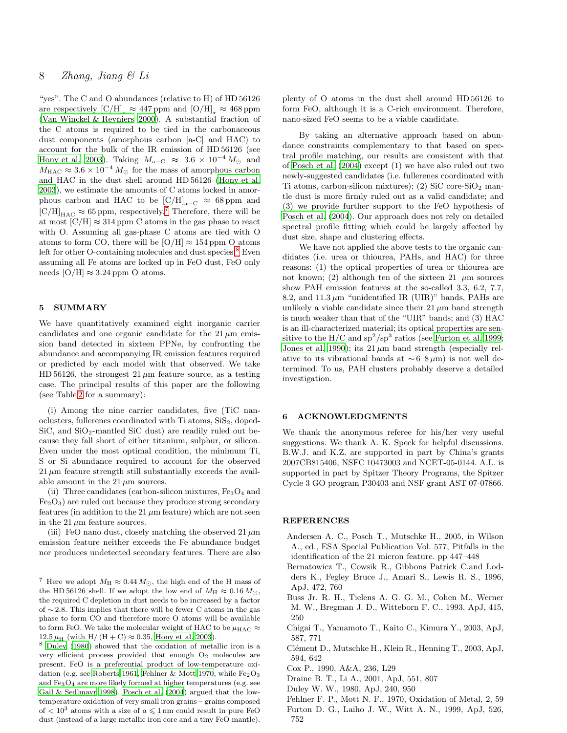"yes". The C and O abundances (relative to H) of HD 56126 are respectively $[\mathrm{C/H}]_\star \approx 447\,\mathrm{ppm}$ and $[\mathrm{O/H}]_\star \approx 468\,\mathrm{ppm}$ (Van Winckel & Reyniers 2000). A substantial fraction of the C atoms is required to be tied in the carbonaceous dust components (amorphous carbon [a-C] and HAC) to account for the bulk of the IR emission of HD 56126 (see Hony et al. 2003). Taking $M_{\mathrm{a-C}} \approx 3.6 \times 10^{-4}\,M_\odot$ and $M_{\mathrm{HAC}} \approx 3.6 \times 10^{-4}\,M_\odot$ for the mass of amorphous carbon and HAC in the dust shell around HD 56126 (Hony et al. 2003), we estimate the amounts of C atoms locked in amorphous carbon and HAC to be $[\mathrm{C/H}]_{\mathrm{a-C}} \approx 68\,\mathrm{ppm}$ and $[\mathrm{C/H}]_{\mathrm{HAC}} \approx 65\,\mathrm{ppm}$, respectively.[7] Therefore, there will be at most $[\mathrm{C/H}] \approx 314\,\mathrm{ppm}$ C atoms in the gas phase to react with O. Assuming all gas-phase C atoms are tied with O atoms to form CO, there will be $[\mathrm{O/H}] \approx 154\,\mathrm{ppm}$ O atoms left for other O-containing molecules and dust species.[8] Even assuming all Fe atoms are locked up in FeO dust, FeO only needs $[\mathrm{O/H}] \approx 3.24\,\mathrm{ppm}$ O atoms.

## 5 SUMMARY

We have quantitatively examined eight inorganic carrier candidates and one organic candidate for the $21\,\mu$m emission band detected in sixteen PPNe, by confronting the abundance and accompanying IR emission features required or predicted by each model with that observed. We take HD 56126, the strongest $21\,\mu$m feature source, as a testing case. The principal results of this paper are the following (see Table 2 for a summary):

(i) Among the nine carrier candidates, five (TiC nanoclusters, fullerenes coordinated with Ti atoms, $\mathrm{SiS_2}$, doped-SiC, and $\mathrm{SiO_2}$-mantled SiC dust) are readily ruled out because they fall short of either titanium, sulphur, or silicon. Even under the most optimal condition, the minimum Ti, S or Si abundance required to account for the observed $21\,\mu$m feature strength still substantially exceeds the available amount in the $21\,\mu$m sources.

(ii) Three candidates (carbon-silicon mixtures, $\mathrm{Fe_3O_4}$ and $\mathrm{Fe_2O_3}$) are ruled out because they produce strong secondary features (in addition to the $21\,\mu$m feature) which are not seen in the $21\,\mu$m feature sources.

(iii) FeO nano dust, closely matching the observed $21\,\mu$m emission feature neither exceeds the Fe abundance budget nor produces undetected secondary features. There are also plenty of O atoms in the dust shell around HD 56126 to form FeO, although it is a C-rich environment. Therefore, nano-sized FeO seems to be a viable candidate.

By taking an alternative approach based on abundance constraints complementary to that based on spectral profile matching, our results are consistent with that of Posch et al. (2004) except (1) we have also ruled out two newly-suggested candidates (i.e. fullerenes coordinated with Ti atoms, carbon-silicon mixtures); (2) SiC core-$\mathrm{SiO_2}$ mantle dust is more firmly ruled out as a valid candidate; and (3) we provide further support to the FeO hypothesis of Posch et al. (2004). Our approach does not rely on detailed spectral profile fitting which could be largely affected by dust size, shape and clustering effects.

We have not applied the above tests to the organic candidates (i.e. urea or thiourea, PAHs, and HAC) for three reasons: (1) the optical properties of urea or thiourea are not known; (2) although ten of the sixteen $21\,\mu$m sources show PAH emission features at the so-called 3.3, 6.2, 7.7, 8.2, and $11.3\,\mu$m "unidentified IR (UIR)" bands, PAHs are unlikely a viable candidate since their $21\,\mu$m band strength is much weaker than that of the "UIR" bands; and (3) HAC is an ill-characterized material; its optical properties are sensitive to the H/C and $\mathrm{sp^2/sp^3}$ ratios (see Furton et al. 1999; Jones et al. 1990); its $21\,\mu$m band strength (especially relative to its vibrational bands at $\sim 6$–$8\,\mu$m) is not well determined. To us, PAH clusters probably deserve a detailed investigation.

## 6 ACKNOWLEDGMENTS

We thank the anonymous referee for his/her very useful suggestions. We thank A. K. Speck for helpful discussions. B.W.J. and K.Z. are supported in part by China's grants 2007CB815406, NSFC 10473003 and NCET-05-0144. A.L. is supported in part by Spitzer Theory Programs, the Spitzer Cycle 3 GO program P30403 and NSF grant AST 07-07866.

## REFERENCES

Andersen A. C., Posch T., Mutschke H., 2005, in Wilson A., ed., ESA Special Publication Vol. 577, Pitfalls in the identification of the 21 micron feature. pp 447–448

Bernatowicz T., Cowsik R., Gibbons Patrick C.and Lodders K., Fegley Bruce J., Amari S., Lewis R. S., 1996, ApJ, 472, 760

Buss Jr. R. H., Tielens A. G. G. M., Cohen M., Werner M. W., Bregman J. D., Witteborn F. C., 1993, ApJ, 415, 250

Chigai T., Yamamoto T., Kaito C., Kimura Y., 2003, ApJ, 587, 771

Clément D., Mutschke H., Klein R., Henning T., 2003, ApJ, 594, 642

Cox P., 1990, A&A, 236, L29

Draine B. T., Li A., 2001, ApJ, 551, 807

Duley W. W., 1980, ApJ, 240, 950

Fehlner F. P., Mott N. F., 1970, Oxidation of Metal, 2, 59

Furton D. G., Laiho J. W., Witt A. N., 1999, ApJ, 526, 752

---

[7] Here we adopt $M_{\mathrm{H}} \approx 0.44\,M_\odot$, the high end of the H mass of the HD 56126 shell. If we adopt the low end of $M_{\mathrm{H}} \approx 0.16\,M_\odot$, the required C depletion in dust needs to be increased by a factor of $\sim 2.8$. This implies that there will be fewer C atoms in the gas phase to form CO and therefore more O atoms will be available to form FeO. We take the molecular weight of HAC to be $\mu_{\mathrm{HAC}} \approx 12.5\,\mu_{\mathrm{H}}$ (with $\mathrm{H/(H+C)} \approx 0.35$, Hony et al. 2003).

[8] Duley (1980) showed that the oxidation of metallic iron is a very efficient process provided that enough $\mathrm{O_2}$ molecules are present. FeO is a preferential product of low-temperature oxidation (e.g. see Roberts 1961, Fehlner & Mott 1970, while $\mathrm{Fe_2O_3}$ and $\mathrm{Fe_3O_4}$ are more likely formed at higher temperatures (e.g. see Gail & Sedlmayr 1998). Posch et al. (2004) argued that the low-temperature oxidation of very small iron grains – grains composed of $< 10^3$ atoms with a size of $a \leqslant 1\,\mathrm{nm}$ could result in pure FeO dust (instead of a large metallic iron core and a tiny FeO mantle).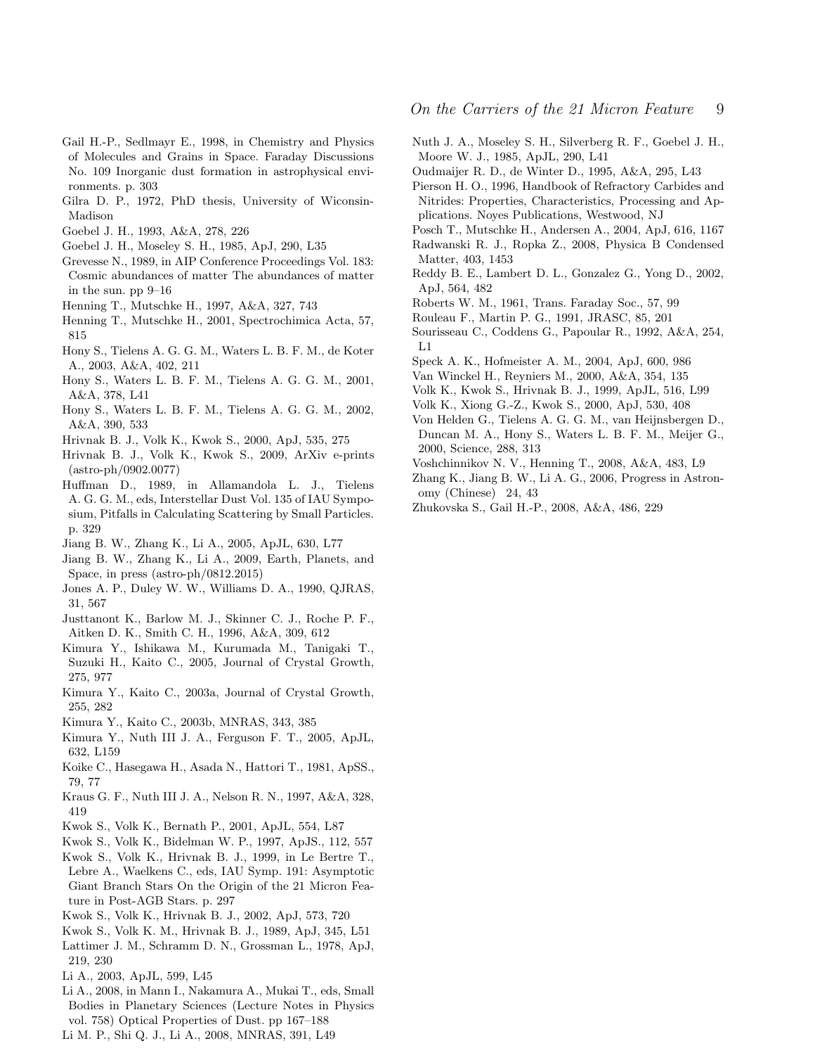Gail H.-P., Sedlmayr E., 1998, in Chemistry and Physics of Molecules and Grains in Space. Faraday Discussions No. 109 Inorganic dust formation in astrophysical environments. p. 303

Gilra D. P., 1972, PhD thesis, University of Wiconsin-Madison

Goebel J. H., 1993, A&A, 278, 226

Goebel J. H., Moseley S. H., 1985, ApJ, 290, L35

Grevesse N., 1989, in AIP Conference Proceedings Vol. 183: Cosmic abundances of matter The abundances of matter in the sun. pp 9–16

Henning T., Mutschke H., 1997, A&A, 327, 743

Henning T., Mutschke H., 2001, Spectrochimica Acta, 57, 815

Hony S., Tielens A. G. G. M., Waters L. B. F. M., de Koter A., 2003, A&A, 402, 211

Hony S., Waters L. B. F. M., Tielens A. G. G. M., 2001, A&A, 378, L41

Hony S., Waters L. B. F. M., Tielens A. G. G. M., 2002, A&A, 390, 533

Hrivnak B. J., Volk K., Kwok S., 2000, ApJ, 535, 275

Hrivnak B. J., Volk K., Kwok S., 2009, ArXiv e-prints (astro-ph/0902.0077)

Huffman D., 1989, in Allamandola L. J., Tielens A. G. G. M., eds, Interstellar Dust Vol. 135 of IAU Symposium, Pitfalls in Calculating Scattering by Small Particles. p. 329

Jiang B. W., Zhang K., Li A., 2005, ApJL, 630, L77

Jiang B. W., Zhang K., Li A., 2009, Earth, Planets, and Space, in press (astro-ph/0812.2015)

Jones A. P., Duley W. W., Williams D. A., 1990, QJRAS, 31, 567

Justtanont K., Barlow M. J., Skinner C. J., Roche P. F., Aitken D. K., Smith C. H., 1996, A&A, 309, 612

Kimura Y., Ishikawa M., Kurumada M., Tanigaki T., Suzuki H., Kaito C., 2005, Journal of Crystal Growth, 275, 977

Kimura Y., Kaito C., 2003a, Journal of Crystal Growth, 255, 282

Kimura Y., Kaito C., 2003b, MNRAS, 343, 385

Kimura Y., Nuth III J. A., Ferguson F. T., 2005, ApJL, 632, L159

Koike C., Hasegawa H., Asada N., Hattori T., 1981, ApSS., 79, 77

Kraus G. F., Nuth III J. A., Nelson R. N., 1997, A&A, 328, 419

Kwok S., Volk K., Bernath P., 2001, ApJL, 554, L87

Kwok S., Volk K., Bidelman W. P., 1997, ApJS., 112, 557

Kwok S., Volk K., Hrivnak B. J., 1999, in Le Bertre T., Lebre A., Waelkens C., eds, IAU Symp. 191: Asymptotic Giant Branch Stars On the Origin of the 21 Micron Feature in Post-AGB Stars. p. 297

Kwok S., Volk K., Hrivnak B. J., 2002, ApJ, 573, 720

Kwok S., Volk K. M., Hrivnak B. J., 1989, ApJ, 345, L51

Lattimer J. M., Schramm D. N., Grossman L., 1978, ApJ, 219, 230

Li A., 2003, ApJL, 599, L45

Li A., 2008, in Mann I., Nakamura A., Mukai T., eds, Small Bodies in Planetary Sciences (Lecture Notes in Physics vol. 758) Optical Properties of Dust. pp 167–188

Li M. P., Shi Q. J., Li A., 2008, MNRAS, 391, L49

Nuth J. A., Moseley S. H., Silverberg R. F., Goebel J. H., Moore W. J., 1985, ApJL, 290, L41

Oudmaijer R. D., de Winter D., 1995, A&A, 295, L43

Pierson H. O., 1996, Handbook of Refractory Carbides and Nitrides: Properties, Characteristics, Processing and Applications. Noyes Publications, Westwood, NJ

Posch T., Mutschke H., Andersen A., 2004, ApJ, 616, 1167

Radwanski R. J., Ropka Z., 2008, Physica B Condensed Matter, 403, 1453

Reddy B. E., Lambert D. L., Gonzalez G., Yong D., 2002, ApJ, 564, 482

Roberts W. M., 1961, Trans. Faraday Soc., 57, 99

Rouleau F., Martin P. G., 1991, JRASC, 85, 201

Sourisseau C., Coddens G., Papoular R., 1992, A&A, 254, L1

Speck A. K., Hofmeister A. M., 2004, ApJ, 600, 986

Van Winckel H., Reyniers M., 2000, A&A, 354, 135

Volk K., Kwok S., Hrivnak B. J., 1999, ApJL, 516, L99

Volk K., Xiong G.-Z., Kwok S., 2000, ApJ, 530, 408

Von Helden G., Tielens A. G. G. M., van Heijnsbergen D., Duncan M. A., Hony S., Waters L. B. F. M., Meijer G., 2000, Science, 288, 313

Voshchinnikov N. V., Henning T., 2008, A&A, 483, L9

Zhang K., Jiang B. W., Li A. G., 2006, Progress in Astronomy (Chinese) 24, 43

Zhukovska S., Gail H.-P., 2008, A&A, 486, 229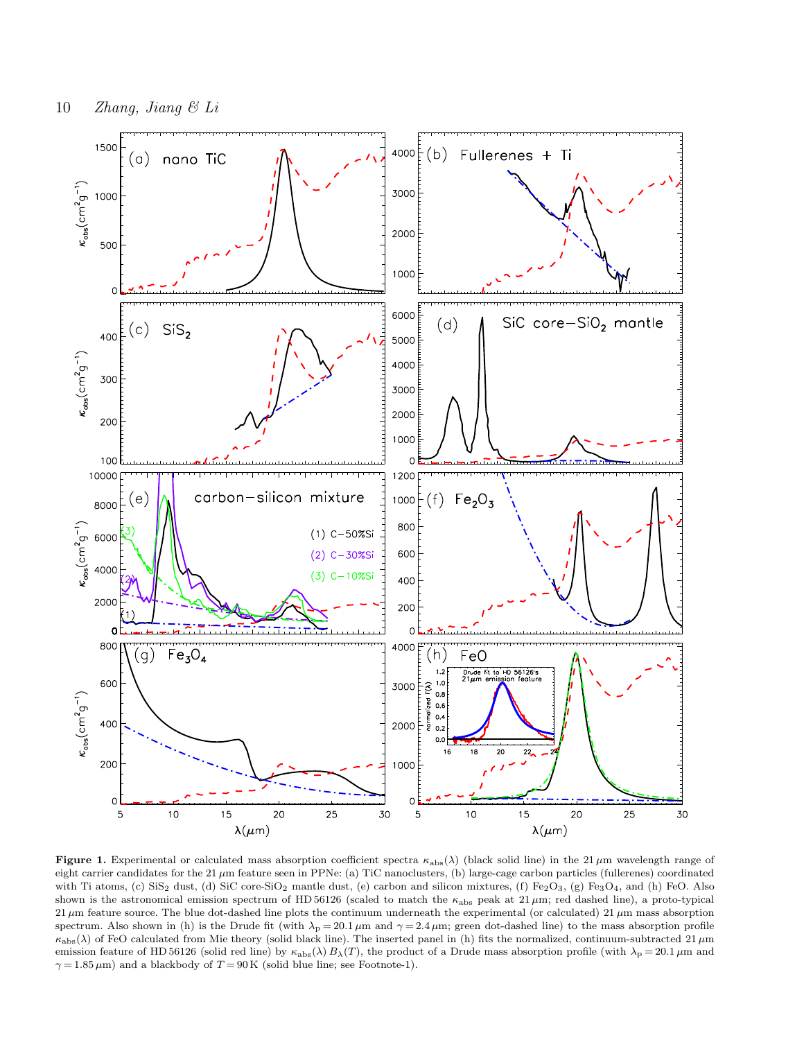**Figure 1.** Experimental or calculated mass absorption coefficient spectra $\kappa_{\rm abs}(\lambda)$ (black solid line) in the 21 $\mu$m wavelength range of eight carrier candidates for the 21 $\mu$m feature seen in PPNe: (a) TiC nanoclusters, (b) large-cage carbon particles (fullerenes) coordinated with Ti atoms, (c) $SiS_2$ dust, (d) SiC core-$SiO_2$ mantle dust, (e) carbon and silicon mixtures, (f) $Fe_2O_3$, (g) $Fe_3O_4$, and (h) FeO. Also shown is the astronomical emission spectrum of HD 56126 (scaled to match the $\kappa_{\rm abs}$ peak at 21 $\mu$m; red dashed line), a proto-typical 21 $\mu$m feature source. The blue dot-dashed line plots the continuum underneath the experimental (or calculated) 21 $\mu$m mass absorption spectrum. Also shown in (h) is the Drude fit (with $\lambda_{\rm p} = 20.1\,\mu$m and $\gamma = 2.4\,\mu$m; green dot-dashed line) to the mass absorption profile $\kappa_{\rm abs}(\lambda)$ of FeO calculated from Mie theory (solid black line). The inserted panel in (h) fits the normalized, continuum-subtracted 21 $\mu$m emission feature of HD 56126 (solid red line) by $\kappa_{\rm abs}(\lambda)\, B_{\lambda}(T)$, the product of a Drude mass absorption profile (with $\lambda_{\rm p} = 20.1\,\mu$m and $\gamma = 1.85\,\mu$m) and a blackbody of $T = 90$ K (solid blue line; see Footnote-1).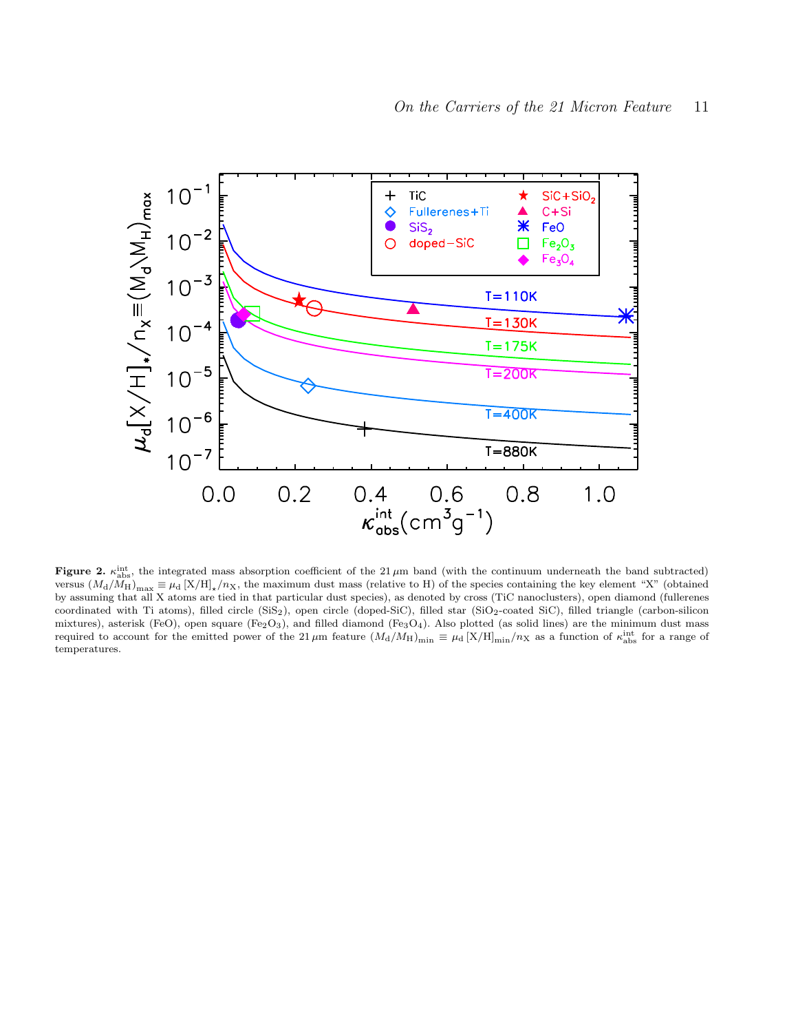**Figure 2.** $\kappa_{\rm abs}^{\rm int}$, the integrated mass absorption coefficient of the 21 $\mu$m band (with the continuum underneath the band subtracted) versus $(M_{\rm d}/M_{\rm H})_{\rm max} \equiv \mu_{\rm d} \, [{\rm X/H}]_{\star}/n_{\rm X}$, the maximum dust mass (relative to H) of the species containing the key element "X" (obtained by assuming that all X atoms are tied in that particular dust species), as denoted by cross (TiC nanoclusters), open diamond (fullerenes coordinated with Ti atoms), filled circle ($SiS_2$), open circle (doped-SiC), filled star ($SiO_2$-coated SiC), filled triangle (carbon-silicon mixtures), asterisk (FeO), open square ($Fe_2O_3$), and filled diamond ($Fe_3O_4$). Also plotted (as solid lines) are the minimum dust mass required to account for the emitted power of the 21 $\mu$m feature $(M_{\rm d}/M_{\rm H})_{\rm min} \equiv \mu_{\rm d} \, [{\rm X/H}]_{\rm min}/n_{\rm X}$ as a function of $\kappa_{\rm abs}^{\rm int}$ for a range of temperatures.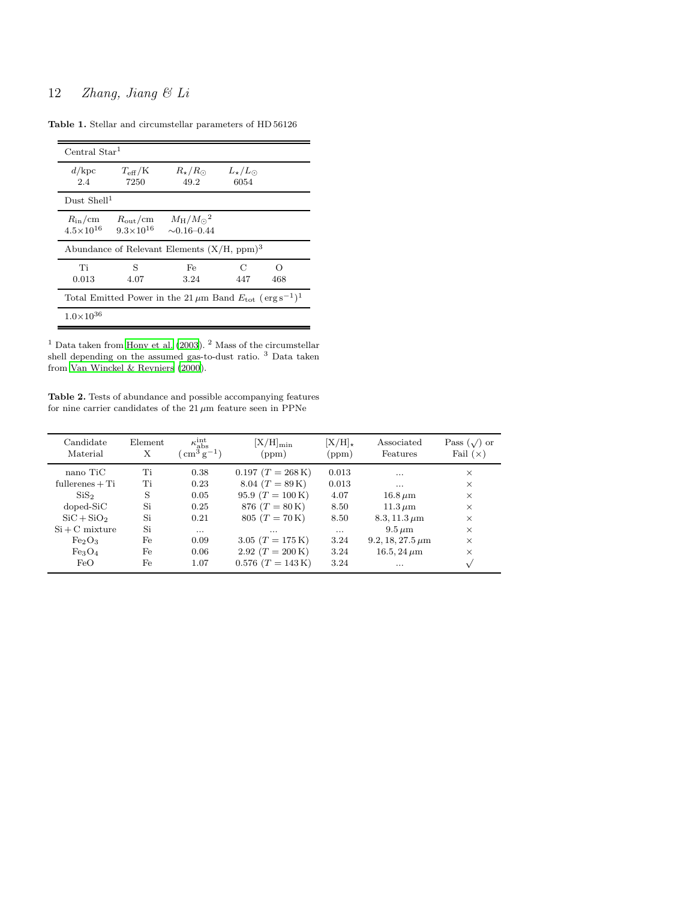**Table 1.** Stellar and circumstellar parameters of HD 56126

| | | | | |
|---|---|---|---|---|
| Central Star[1] | | | | |
| $d$/kpc | $T_{\rm eff}$/K | $R_\star/R_\odot$ | $L_\star/L_\odot$ | |
| 2.4 | 7250 | 49.2 | 6054 | |
| Dust Shell[1] | | | | |
| $R_{\rm in}$/cm | $R_{\rm out}$/cm | $M_{\rm H}/M_\odot$[2] | | |
| $4.5\times10^{16}$ | $9.3\times10^{16}$ | $\sim$0.16–0.44 | | |
| Abundance of Relevant Elements (X/H, ppm)[3] | | | | |
| Ti | S | Fe | C | O |
| 0.013 | 4.07 | 3.24 | 447 | 468 |
| Total Emitted Power in the 21 $\mu$m Band $E_{\rm tot}$ $({\rm erg\,s^{-1}})$[1] | | | | |
| $1.0\times10^{36}$ | | | | |

[1] Data taken from Hony et al. (2003). [2] Mass of the circumstellar shell depending on the assumed gas-to-dust ratio. [3] Data taken from Van Winckel & Reyniers (2000).

**Table 2.** Tests of abundance and possible accompanying features for nine carrier candidates of the 21 $\mu$m feature seen in PPNe

| Candidate Material | Element X | $\kappa_{\rm abs}^{\rm int}$ $({\rm cm^3\,g^{-1}})$ | $[{\rm X/H}]_{\rm min}$ (ppm) | $[{\rm X/H}]_\star$ (ppm) | Associated Features | Pass ($\surd$) or Fail ($\times$) |
|---|---|---|---|---|---|---|
| nano TiC | Ti | 0.38 | 0.197 ($T = 268\,{\rm K}$) | 0.013 | ... | $\times$ |
| fullerenes + Ti | Ti | 0.23 | 8.04 ($T = 89\,{\rm K}$) | 0.013 | ... | $\times$ |
| $SiS_2$ | S | 0.05 | 95.9 ($T = 100\,{\rm K}$) | 4.07 | 16.8 $\mu$m | $\times$ |
| doped-SiC | Si | 0.25 | 876 ($T = 80\,{\rm K}$) | 8.50 | 11.3 $\mu$m | $\times$ |
| SiC + $SiO_2$ | Si | 0.21 | 805 ($T = 70\,{\rm K}$) | 8.50 | 8.3, 11.3 $\mu$m | $\times$ |
| Si + C mixture | Si | ... | ... | ... | 9.5 $\mu$m | $\times$ |
| $Fe_2O_3$ | Fe | 0.09 | 3.05 ($T = 175\,{\rm K}$) | 3.24 | 9.2, 18, 27.5 $\mu$m | $\times$ |
| $Fe_3O_4$ | Fe | 0.06 | 2.92 ($T = 200\,{\rm K}$) | 3.24 | 16.5, 24 $\mu$m | $\times$ |
| FeO | Fe | 1.07 | 0.576 ($T = 143\,{\rm K}$) | 3.24 | ... | $\surd$ |